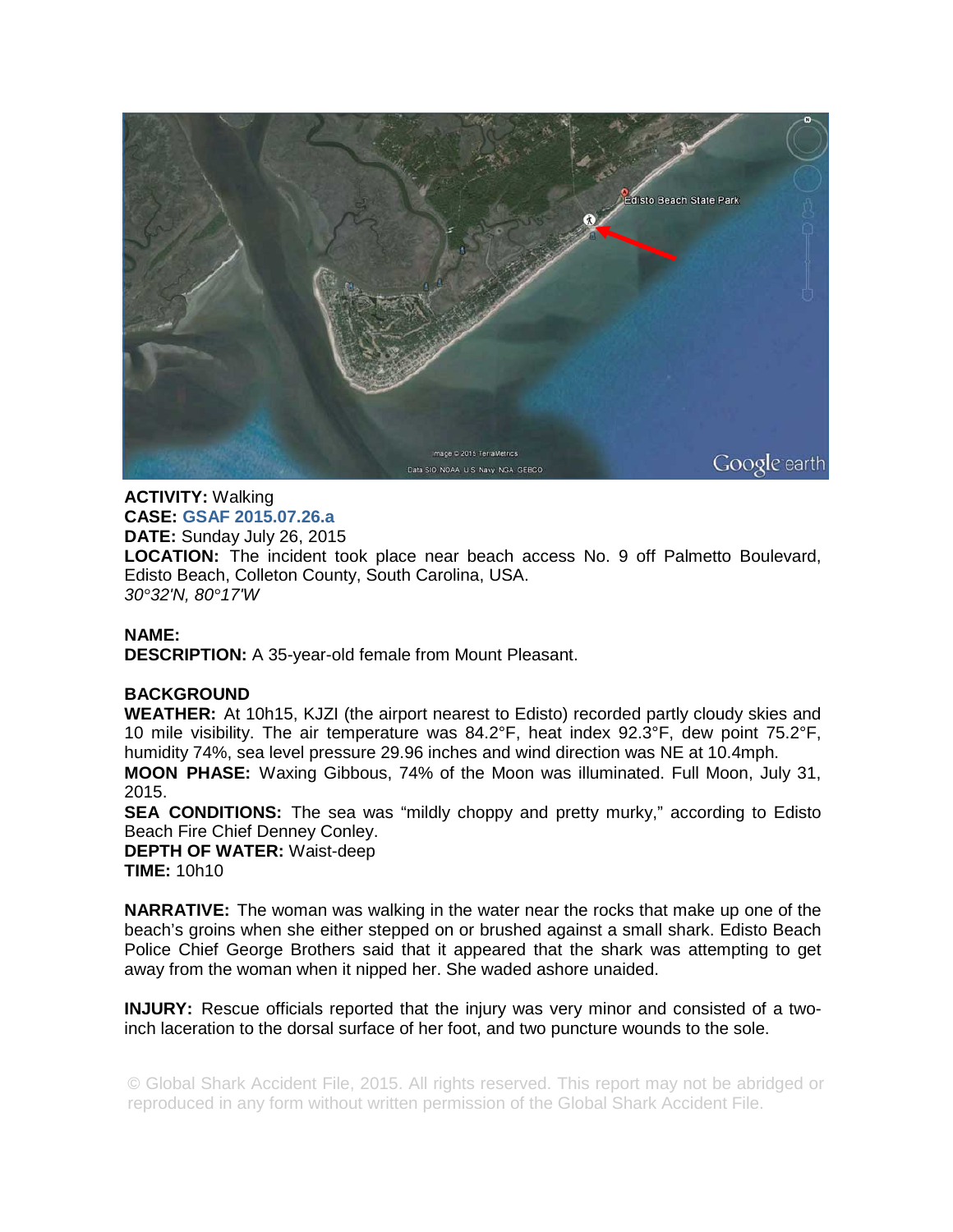**ACTIVITY:** Walking
**CASE:** **GSAF 2015.07.26.a**
**DATE:** Sunday July 26, 2015
**LOCATION:** The incident took place near beach access No. 9 off Palmetto Boulevard, Edisto Beach, Colleton County, South Carolina, USA.
*30°32'N, 80°17'W*

**NAME:**
**DESCRIPTION:** A 35-year-old female from Mount Pleasant.

**BACKGROUND**
**WEATHER:** At 10h15, KJZI (the airport nearest to Edisto) recorded partly cloudy skies and 10 mile visibility. The air temperature was 84.2°F, heat index 92.3°F, dew point 75.2°F, humidity 74%, sea level pressure 29.96 inches and wind direction was NE at 10.4mph.
**MOON PHASE:** Waxing Gibbous, 74% of the Moon was illuminated. Full Moon, July 31, 2015.
**SEA CONDITIONS:** The sea was "mildly choppy and pretty murky," according to Edisto Beach Fire Chief Denney Conley.
**DEPTH OF WATER:** Waist-deep
**TIME:** 10h10

**NARRATIVE:** The woman was walking in the water near the rocks that make up one of the beach's groins when she either stepped on or brushed against a small shark. Edisto Beach Police Chief George Brothers said that it appeared that the shark was attempting to get away from the woman when it nipped her. She waded ashore unaided.

**INJURY:** Rescue officials reported that the injury was very minor and consisted of a two-inch laceration to the dorsal surface of her foot, and two puncture wounds to the sole.

© Global Shark Accident File, 2015. All rights reserved. This report may not be abridged or reproduced in any form without written permission of the Global Shark Accident File.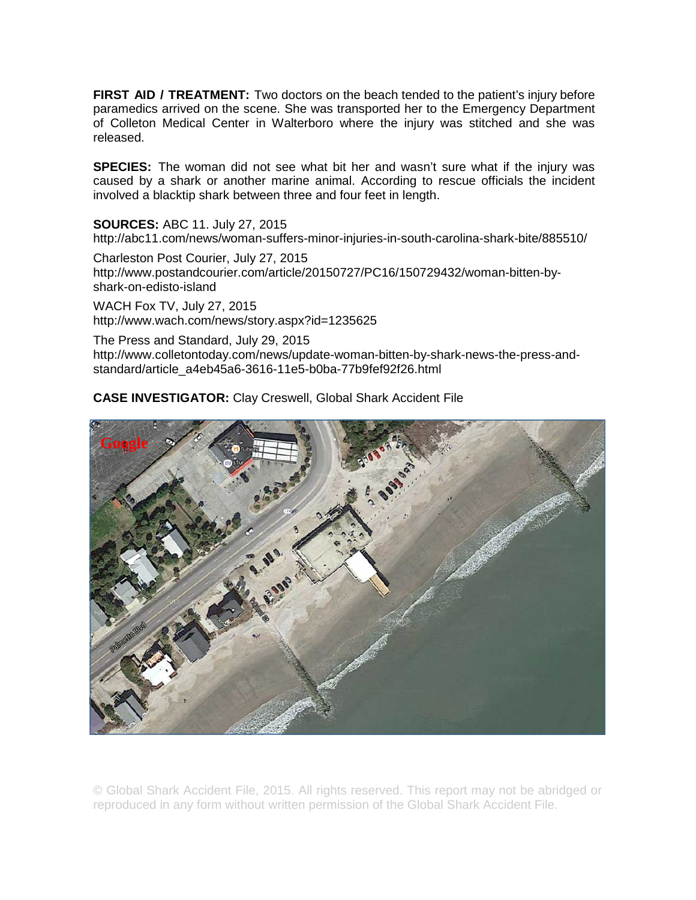**FIRST AID / TREATMENT:** Two doctors on the beach tended to the patient's injury before paramedics arrived on the scene. She was transported her to the Emergency Department of Colleton Medical Center in Walterboro where the injury was stitched and she was released.

**SPECIES:** The woman did not see what bit her and wasn't sure what if the injury was caused by a shark or another marine animal. According to rescue officials the incident involved a blacktip shark between three and four feet in length.

**SOURCES:** ABC 11. July 27, 2015
http://abc11.com/news/woman-suffers-minor-injuries-in-south-carolina-shark-bite/885510/

Charleston Post Courier, July 27, 2015
http://www.postandcourier.com/article/20150727/PC16/150729432/woman-bitten-by-shark-on-edisto-island

WACH Fox TV, July 27, 2015
http://www.wach.com/news/story.aspx?id=1235625

The Press and Standard, July 29, 2015
http://www.colletontoday.com/news/update-woman-bitten-by-shark-news-the-press-and-standard/article_a4eb45a6-3616-11e5-b0ba-77b9fef92f26.html

**CASE INVESTIGATOR:** Clay Creswell, Global Shark Accident File

© Global Shark Accident File, 2015. All rights reserved. This report may not be abridged or reproduced in any form without written permission of the Global Shark Accident File.